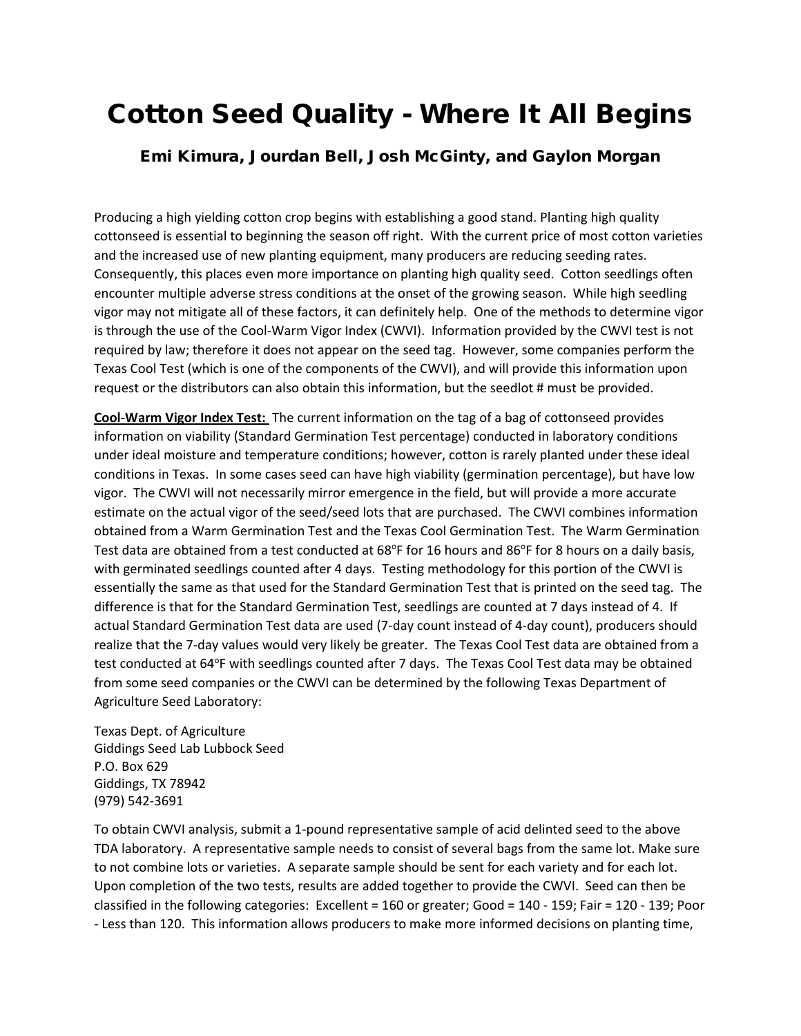# Cotton Seed Quality - Where It All Begins

### Emi Kimura, Jourdan Bell, Josh McGinty, and Gaylon Morgan

Producing a high yielding cotton crop begins with establishing a good stand. Planting high quality cottonseed is essential to beginning the season off right. With the current price of most cotton varieties and the increased use of new planting equipment, many producers are reducing seeding rates. Consequently, this places even more importance on planting high quality seed. Cotton seedlings often encounter multiple adverse stress conditions at the onset of the growing season. While high seedling vigor may not mitigate all of these factors, it can definitely help. One of the methods to determine vigor is through the use of the Cool-Warm Vigor Index (CWVI). Information provided by the CWVI test is not required by law; therefore it does not appear on the seed tag. However, some companies perform the Texas Cool Test (which is one of the components of the CWVI), and will provide this information upon request or the distributors can also obtain this information, but the seedlot # must be provided.

**<u>Cool-Warm Vigor Index Test:</u>** The current information on the tag of a bag of cottonseed provides information on viability (Standard Germination Test percentage) conducted in laboratory conditions under ideal moisture and temperature conditions; however, cotton is rarely planted under these ideal conditions in Texas. In some cases seed can have high viability (germination percentage), but have low vigor. The CWVI will not necessarily mirror emergence in the field, but will provide a more accurate estimate on the actual vigor of the seed/seed lots that are purchased. The CWVI combines information obtained from a Warm Germination Test and the Texas Cool Germination Test. The Warm Germination Test data are obtained from a test conducted at 68°F for 16 hours and 86°F for 8 hours on a daily basis, with germinated seedlings counted after 4 days. Testing methodology for this portion of the CWVI is essentially the same as that used for the Standard Germination Test that is printed on the seed tag. The difference is that for the Standard Germination Test, seedlings are counted at 7 days instead of 4. If actual Standard Germination Test data are used (7-day count instead of 4-day count), producers should realize that the 7-day values would very likely be greater. The Texas Cool Test data are obtained from a test conducted at 64°F with seedlings counted after 7 days. The Texas Cool Test data may be obtained from some seed companies or the CWVI can be determined by the following Texas Department of Agriculture Seed Laboratory:

Texas Dept. of Agriculture
Giddings Seed Lab Lubbock Seed
P.O. Box 629
Giddings, TX 78942
(979) 542-3691

To obtain CWVI analysis, submit a 1-pound representative sample of acid delinted seed to the above TDA laboratory. A representative sample needs to consist of several bags from the same lot. Make sure to not combine lots or varieties. A separate sample should be sent for each variety and for each lot. Upon completion of the two tests, results are added together to provide the CWVI. Seed can then be classified in the following categories: Excellent = 160 or greater; Good = 140 - 159; Fair = 120 - 139; Poor - Less than 120. This information allows producers to make more informed decisions on planting time,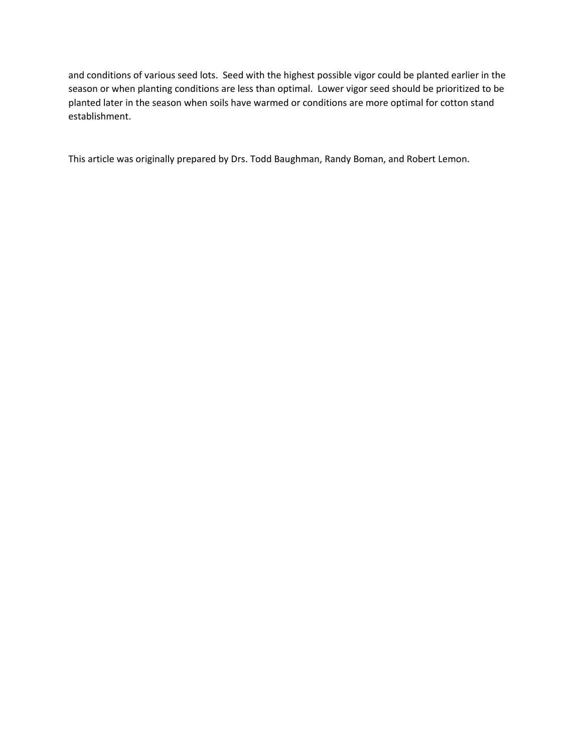and conditions of various seed lots. Seed with the highest possible vigor could be planted earlier in the season or when planting conditions are less than optimal. Lower vigor seed should be prioritized to be planted later in the season when soils have warmed or conditions are more optimal for cotton stand establishment.

This article was originally prepared by Drs. Todd Baughman, Randy Boman, and Robert Lemon.